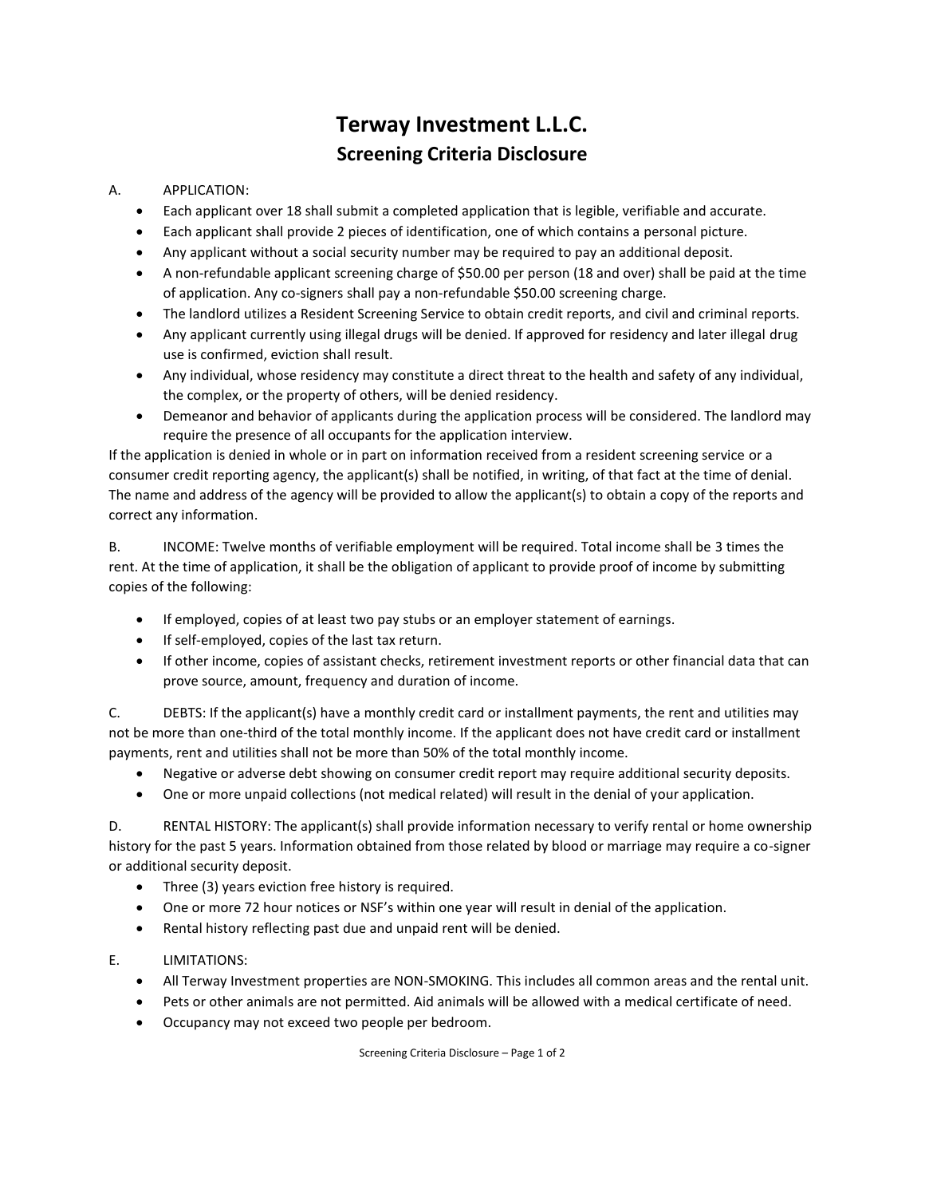# Terway Investment L.L.C.

## Screening Criteria Disclosure

A. APPLICATION:

- Each applicant over 18 shall submit a completed application that is legible, verifiable and accurate.
- Each applicant shall provide 2 pieces of identification, one of which contains a personal picture.
- Any applicant without a social security number may be required to pay an additional deposit.
- A non-refundable applicant screening charge of $50.00 per person (18 and over) shall be paid at the time of application. Any co-signers shall pay a non-refundable $50.00 screening charge.
- The landlord utilizes a Resident Screening Service to obtain credit reports, and civil and criminal reports.
- Any applicant currently using illegal drugs will be denied. If approved for residency and later illegal drug use is confirmed, eviction shall result.
- Any individual, whose residency may constitute a direct threat to the health and safety of any individual, the complex, or the property of others, will be denied residency.
- Demeanor and behavior of applicants during the application process will be considered. The landlord may require the presence of all occupants for the application interview.

If the application is denied in whole or in part on information received from a resident screening service or a consumer credit reporting agency, the applicant(s) shall be notified, in writing, of that fact at the time of denial. The name and address of the agency will be provided to allow the applicant(s) to obtain a copy of the reports and correct any information.

B. INCOME: Twelve months of verifiable employment will be required. Total income shall be 3 times the rent. At the time of application, it shall be the obligation of applicant to provide proof of income by submitting copies of the following:

- If employed, copies of at least two pay stubs or an employer statement of earnings.
- If self-employed, copies of the last tax return.
- If other income, copies of assistant checks, retirement investment reports or other financial data that can prove source, amount, frequency and duration of income.

C. DEBTS: If the applicant(s) have a monthly credit card or installment payments, the rent and utilities may not be more than one-third of the total monthly income. If the applicant does not have credit card or installment payments, rent and utilities shall not be more than 50% of the total monthly income.

- Negative or adverse debt showing on consumer credit report may require additional security deposits.
- One or more unpaid collections (not medical related) will result in the denial of your application.

D. RENTAL HISTORY: The applicant(s) shall provide information necessary to verify rental or home ownership history for the past 5 years. Information obtained from those related by blood or marriage may require a co-signer or additional security deposit.

- Three (3) years eviction free history is required.
- One or more 72 hour notices or NSF's within one year will result in denial of the application.
- Rental history reflecting past due and unpaid rent will be denied.

E. LIMITATIONS:

- All Terway Investment properties are NON-SMOKING. This includes all common areas and the rental unit.
- Pets or other animals are not permitted. Aid animals will be allowed with a medical certificate of need.
- Occupancy may not exceed two people per bedroom.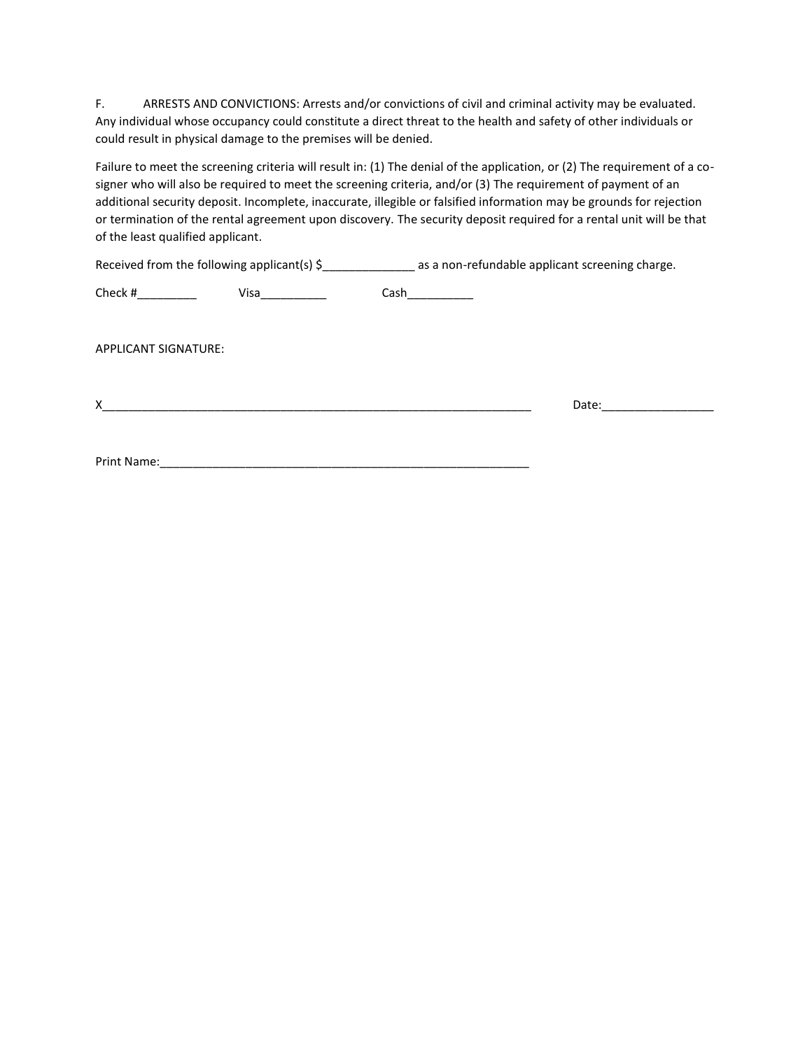F. ARRESTS AND CONVICTIONS: Arrests and/or convictions of civil and criminal activity may be evaluated. Any individual whose occupancy could constitute a direct threat to the health and safety of other individuals or could result in physical damage to the premises will be denied.

Failure to meet the screening criteria will result in: (1) The denial of the application, or (2) The requirement of a co-signer who will also be required to meet the screening criteria, and/or (3) The requirement of payment of an additional security deposit. Incomplete, inaccurate, illegible or falsified information may be grounds for rejection or termination of the rental agreement upon discovery. The security deposit required for a rental unit will be that of the least qualified applicant.

Received from the following applicant(s) $______________ as a non-refundable applicant screening charge.

Check #_________ Visa__________ Cash__________

APPLICANT SIGNATURE:

X____________________________________________________________________ Date:_________________

Print Name:___________________________________________________________